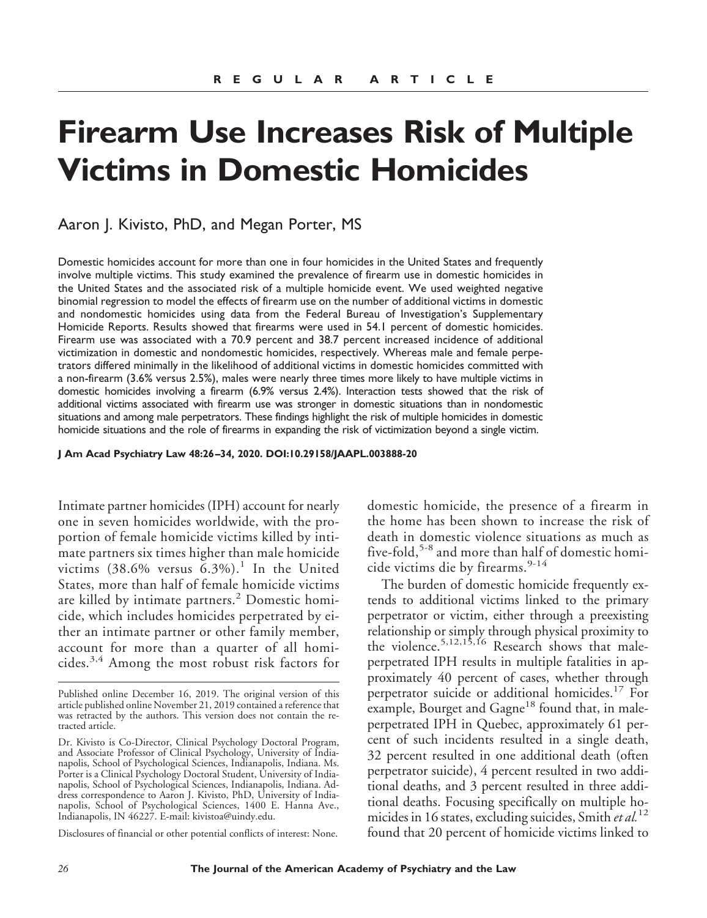REGULAR ARTICLE

# Firearm Use Increases Risk of Multiple Victims in Domestic Homicides

Aaron J. Kivisto, PhD, and Megan Porter, MS

Domestic homicides account for more than one in four homicides in the United States and frequently involve multiple victims. This study examined the prevalence of firearm use in domestic homicides in the United States and the associated risk of a multiple homicide event. We used weighted negative binomial regression to model the effects of firearm use on the number of additional victims in domestic and nondomestic homicides using data from the Federal Bureau of Investigation's Supplementary Homicide Reports. Results showed that firearms were used in 54.1 percent of domestic homicides. Firearm use was associated with a 70.9 percent and 38.7 percent increased incidence of additional victimization in domestic and nondomestic homicides, respectively. Whereas male and female perpetrators differed minimally in the likelihood of additional victims in domestic homicides committed with a non-firearm (3.6% versus 2.5%), males were nearly three times more likely to have multiple victims in domestic homicides involving a firearm (6.9% versus 2.4%). Interaction tests showed that the risk of additional victims associated with firearm use was stronger in domestic situations than in nondomestic situations and among male perpetrators. These findings highlight the risk of multiple homicides in domestic homicide situations and the role of firearms in expanding the risk of victimization beyond a single victim.

**J Am Acad Psychiatry Law 48:26–34, 2020. DOI:10.29158/JAAPL.003888-20**

Intimate partner homicides (IPH) account for nearly one in seven homicides worldwide, with the proportion of female homicide victims killed by intimate partners six times higher than male homicide victims (38.6% versus 6.3%).[1] In the United States, more than half of female homicide victims are killed by intimate partners.[2] Domestic homicide, which includes homicides perpetrated by either an intimate partner or other family member, account for more than a quarter of all homicides.[3,4] Among the most robust risk factors for domestic homicide, the presence of a firearm in the home has been shown to increase the risk of death in domestic violence situations as much as five-fold,[5-8] and more than half of domestic homicide victims die by firearms.[9-14]

The burden of domestic homicide frequently extends to additional victims linked to the primary perpetrator or victim, either through a preexisting relationship or simply through physical proximity to the violence.[5,12,15,16] Research shows that male-perpetrated IPH results in multiple fatalities in approximately 40 percent of cases, whether through perpetrator suicide or additional homicides.[17] For example, Bourget and Gagne[18] found that, in male-perpetrated IPH in Quebec, approximately 61 percent of such incidents resulted in a single death, 32 percent resulted in one additional death (often perpetrator suicide), 4 percent resulted in two additional deaths, and 3 percent resulted in three additional deaths. Focusing specifically on multiple homicides in 16 states, excluding suicides, Smith *et al.*[12] found that 20 percent of homicide victims linked to

---

Published online December 16, 2019. The original version of this article published online November 21, 2019 contained a reference that was retracted by the authors. This version does not contain the retracted article.

Dr. Kivisto is Co-Director, Clinical Psychology Doctoral Program, and Associate Professor of Clinical Psychology, University of Indianapolis, School of Psychological Sciences, Indianapolis, Indiana. Ms. Porter is a Clinical Psychology Doctoral Student, University of Indianapolis, School of Psychological Sciences, Indianapolis, Indiana. Address correspondence to Aaron J. Kivisto, PhD, University of Indianapolis, School of Psychological Sciences, 1400 E. Hanna Ave., Indianapolis, IN 46227. E-mail: kivistoa@uindy.edu.

Disclosures of financial or other potential conflicts of interest: None.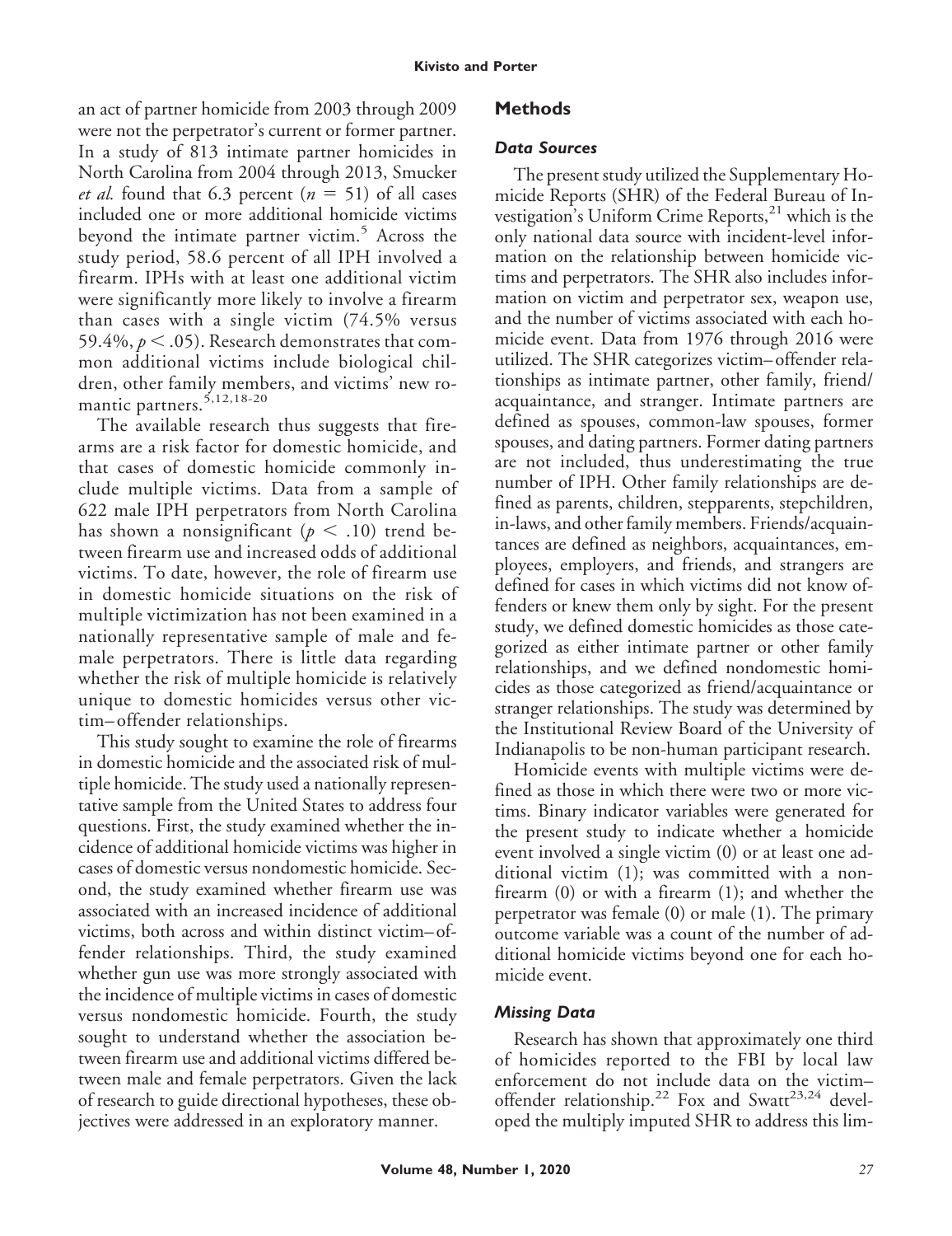an act of partner homicide from 2003 through 2009 were not the perpetrator's current or former partner. In a study of 813 intimate partner homicides in North Carolina from 2004 through 2013, Smucker *et al.* found that 6.3 percent ($n = 51$) of all cases included one or more additional homicide victims beyond the intimate partner victim.[5] Across the study period, 58.6 percent of all IPH involved a firearm. IPHs with at least one additional victim were significantly more likely to involve a firearm than cases with a single victim (74.5% versus 59.4%, $p < .05$). Research demonstrates that common additional victims include biological children, other family members, and victims' new romantic partners.[5,12,18-20]

The available research thus suggests that firearms are a risk factor for domestic homicide, and that cases of domestic homicide commonly include multiple victims. Data from a sample of 622 male IPH perpetrators from North Carolina has shown a nonsignificant ($p < .10$) trend between firearm use and increased odds of additional victims. To date, however, the role of firearm use in domestic homicide situations on the risk of multiple victimization has not been examined in a nationally representative sample of male and female perpetrators. There is little data regarding whether the risk of multiple homicide is relatively unique to domestic homicides versus other victim–offender relationships.

This study sought to examine the role of firearms in domestic homicide and the associated risk of multiple homicide. The study used a nationally representative sample from the United States to address four questions. First, the study examined whether the incidence of additional homicide victims was higher in cases of domestic versus nondomestic homicide. Second, the study examined whether firearm use was associated with an increased incidence of additional victims, both across and within distinct victim–offender relationships. Third, the study examined whether gun use was more strongly associated with the incidence of multiple victims in cases of domestic versus nondomestic homicide. Fourth, the study sought to understand whether the association between firearm use and additional victims differed between male and female perpetrators. Given the lack of research to guide directional hypotheses, these objectives were addressed in an exploratory manner.

## Methods

### Data Sources

The present study utilized the Supplementary Homicide Reports (SHR) of the Federal Bureau of Investigation's Uniform Crime Reports,[21] which is the only national data source with incident-level information on the relationship between homicide victims and perpetrators. The SHR also includes information on victim and perpetrator sex, weapon use, and the number of victims associated with each homicide event. Data from 1976 through 2016 were utilized. The SHR categorizes victim–offender relationships as intimate partner, other family, friend/acquaintance, and stranger. Intimate partners are defined as spouses, common-law spouses, former spouses, and dating partners. Former dating partners are not included, thus underestimating the true number of IPH. Other family relationships are defined as parents, children, stepparents, stepchildren, in-laws, and other family members. Friends/acquaintances are defined as neighbors, acquaintances, employees, employers, and friends, and strangers are defined for cases in which victims did not know offenders or knew them only by sight. For the present study, we defined domestic homicides as those categorized as either intimate partner or other family relationships, and we defined nondomestic homicides as those categorized as friend/acquaintance or stranger relationships. The study was determined by the Institutional Review Board of the University of Indianapolis to be non-human participant research.

Homicide events with multiple victims were defined as those in which there were two or more victims. Binary indicator variables were generated for the present study to indicate whether a homicide event involved a single victim (0) or at least one additional victim (1); was committed with a nonfirearm (0) or with a firearm (1); and whether the perpetrator was female (0) or male (1). The primary outcome variable was a count of the number of additional homicide victims beyond one for each homicide event.

### Missing Data

Research has shown that approximately one third of homicides reported to the FBI by local law enforcement do not include data on the victim–offender relationship.[22] Fox and Swatt[23,24] developed the multiply imputed SHR to address this lim-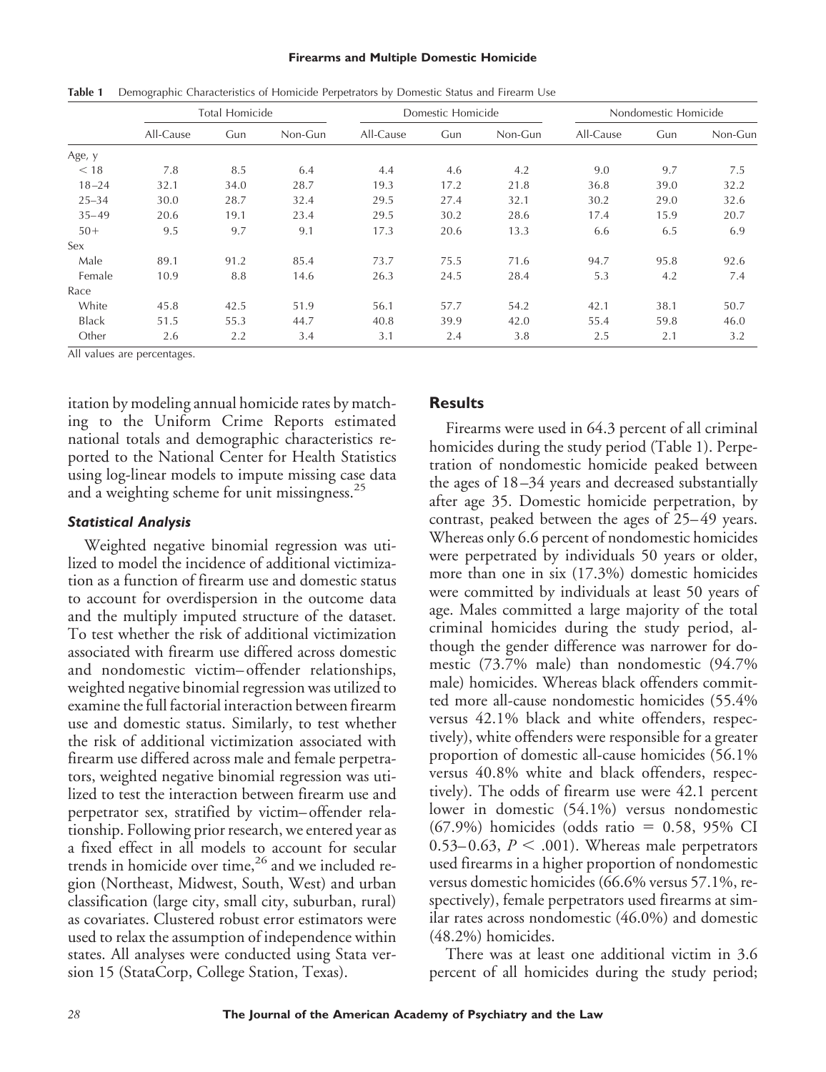**Table 1** Demographic Characteristics of Homicide Perpetrators by Domestic Status and Firearm Use

| | Total Homicide | | | Domestic Homicide | | | Nondomestic Homicide | | |
|---|---|---|---|---|---|---|---|---|---|
| | All-Cause | Gun | Non-Gun | All-Cause | Gun | Non-Gun | All-Cause | Gun | Non-Gun |
| Age, y | | | | | | | | | |
| < 18 | 7.8 | 8.5 | 6.4 | 4.4 | 4.6 | 4.2 | 9.0 | 9.7 | 7.5 |
| 18–24 | 32.1 | 34.0 | 28.7 | 19.3 | 17.2 | 21.8 | 36.8 | 39.0 | 32.2 |
| 25–34 | 30.0 | 28.7 | 32.4 | 29.5 | 27.4 | 32.1 | 30.2 | 29.0 | 32.6 |
| 35–49 | 20.6 | 19.1 | 23.4 | 29.5 | 30.2 | 28.6 | 17.4 | 15.9 | 20.7 |
| 50+ | 9.5 | 9.7 | 9.1 | 17.3 | 20.6 | 13.3 | 6.6 | 6.5 | 6.9 |
| Sex | | | | | | | | | |
| Male | 89.1 | 91.2 | 85.4 | 73.7 | 75.5 | 71.6 | 94.7 | 95.8 | 92.6 |
| Female | 10.9 | 8.8 | 14.6 | 26.3 | 24.5 | 28.4 | 5.3 | 4.2 | 7.4 |
| Race | | | | | | | | | |
| White | 45.8 | 42.5 | 51.9 | 56.1 | 57.7 | 54.2 | 42.1 | 38.1 | 50.7 |
| Black | 51.5 | 55.3 | 44.7 | 40.8 | 39.9 | 42.0 | 55.4 | 59.8 | 46.0 |
| Other | 2.6 | 2.2 | 3.4 | 3.1 | 2.4 | 3.8 | 2.5 | 2.1 | 3.2 |

All values are percentages.

itation by modeling annual homicide rates by matching to the Uniform Crime Reports estimated national totals and demographic characteristics reported to the National Center for Health Statistics using log-linear models to impute missing case data and a weighting scheme for unit missingness.[25]

### *Statistical Analysis*

Weighted negative binomial regression was utilized to model the incidence of additional victimization as a function of firearm use and domestic status to account for overdispersion in the outcome data and the multiply imputed structure of the dataset. To test whether the risk of additional victimization associated with firearm use differed across domestic and nondomestic victim–offender relationships, weighted negative binomial regression was utilized to examine the full factorial interaction between firearm use and domestic status. Similarly, to test whether the risk of additional victimization associated with firearm use differed across male and female perpetrators, weighted negative binomial regression was utilized to test the interaction between firearm use and perpetrator sex, stratified by victim–offender relationship. Following prior research, we entered year as a fixed effect in all models to account for secular trends in homicide over time,[26] and we included region (Northeast, Midwest, South, West) and urban classification (large city, small city, suburban, rural) as covariates. Clustered robust error estimators were used to relax the assumption of independence within states. All analyses were conducted using Stata version 15 (StataCorp, College Station, Texas).

## Results

Firearms were used in 64.3 percent of all criminal homicides during the study period (Table 1). Perpetration of nondomestic homicide peaked between the ages of 18–34 years and decreased substantially after age 35. Domestic homicide perpetration, by contrast, peaked between the ages of 25–49 years. Whereas only 6.6 percent of nondomestic homicides were perpetrated by individuals 50 years or older, more than one in six (17.3%) domestic homicides were committed by individuals at least 50 years of age. Males committed a large majority of the total criminal homicides during the study period, although the gender difference was narrower for domestic (73.7% male) than nondomestic (94.7% male) homicides. Whereas black offenders committed more all-cause nondomestic homicides (55.4% versus 42.1% black and white offenders, respectively), white offenders were responsible for a greater proportion of domestic all-cause homicides (56.1% versus 40.8% white and black offenders, respectively). The odds of firearm use were 42.1 percent lower in domestic (54.1%) versus nondomestic (67.9%) homicides (odds ratio = 0.58, 95% CI 0.53–0.63, $P < .001$). Whereas male perpetrators used firearms in a higher proportion of nondomestic versus domestic homicides (66.6% versus 57.1%, respectively), female perpetrators used firearms at similar rates across nondomestic (46.0%) and domestic (48.2%) homicides.

There was at least one additional victim in 3.6 percent of all homicides during the study period;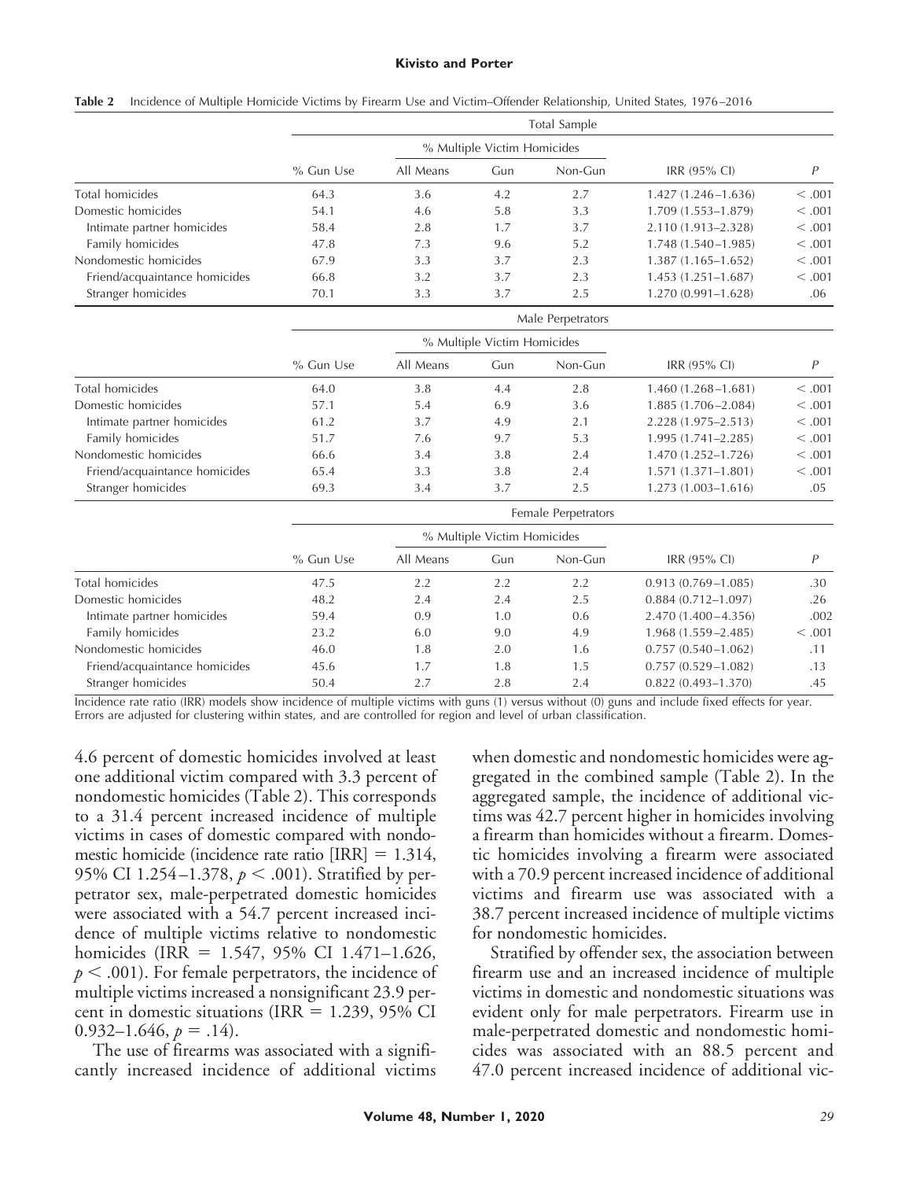**Table 2** Incidence of Multiple Homicide Victims by Firearm Use and Victim–Offender Relationship, United States, 1976–2016

| | Total Sample | | | | | |
|---|---|---|---|---|---|---|
| | | % Multiple Victim Homicides | | | | |
| | % Gun Use | All Means | Gun | Non-Gun | IRR (95% CI) | P |
| Total homicides | 64.3 | 3.6 | 4.2 | 2.7 | 1.427 (1.246–1.636) | < .001 |
| Domestic homicides | 54.1 | 4.6 | 5.8 | 3.3 | 1.709 (1.553–1.879) | < .001 |
| Intimate partner homicides | 58.4 | 2.8 | 1.7 | 3.7 | 2.110 (1.913–2.328) | < .001 |
| Family homicides | 47.8 | 7.3 | 9.6 | 5.2 | 1.748 (1.540–1.985) | < .001 |
| Nondomestic homicides | 67.9 | 3.3 | 3.7 | 2.3 | 1.387 (1.165–1.652) | < .001 |
| Friend/acquaintance homicides | 66.8 | 3.2 | 3.7 | 2.3 | 1.453 (1.251–1.687) | < .001 |
| Stranger homicides | 70.1 | 3.3 | 3.7 | 2.5 | 1.270 (0.991–1.628) | .06 |
| | Male Perpetrators | | | | | |
| | | % Multiple Victim Homicides | | | | |
| | % Gun Use | All Means | Gun | Non-Gun | IRR (95% CI) | P |
| Total homicides | 64.0 | 3.8 | 4.4 | 2.8 | 1.460 (1.268–1.681) | < .001 |
| Domestic homicides | 57.1 | 5.4 | 6.9 | 3.6 | 1.885 (1.706–2.084) | < .001 |
| Intimate partner homicides | 61.2 | 3.7 | 4.9 | 2.1 | 2.228 (1.975–2.513) | < .001 |
| Family homicides | 51.7 | 7.6 | 9.7 | 5.3 | 1.995 (1.741–2.285) | < .001 |
| Nondomestic homicides | 66.6 | 3.4 | 3.8 | 2.4 | 1.470 (1.252–1.726) | < .001 |
| Friend/acquaintance homicides | 65.4 | 3.3 | 3.8 | 2.4 | 1.571 (1.371–1.801) | < .001 |
| Stranger homicides | 69.3 | 3.4 | 3.7 | 2.5 | 1.273 (1.003–1.616) | .05 |
| | Female Perpetrators | | | | | |
| | | % Multiple Victim Homicides | | | | |
| | % Gun Use | All Means | Gun | Non-Gun | IRR (95% CI) | P |
| Total homicides | 47.5 | 2.2 | 2.2 | 2.2 | 0.913 (0.769–1.085) | .30 |
| Domestic homicides | 48.2 | 2.4 | 2.4 | 2.5 | 0.884 (0.712–1.097) | .26 |
| Intimate partner homicides | 59.4 | 0.9 | 1.0 | 0.6 | 2.470 (1.400–4.356) | .002 |
| Family homicides | 23.2 | 6.0 | 9.0 | 4.9 | 1.968 (1.559–2.485) | < .001 |
| Nondomestic homicides | 46.0 | 1.8 | 2.0 | 1.6 | 0.757 (0.540–1.062) | .11 |
| Friend/acquaintance homicides | 45.6 | 1.7 | 1.8 | 1.5 | 0.757 (0.529–1.082) | .13 |
| Stranger homicides | 50.4 | 2.7 | 2.8 | 2.4 | 0.822 (0.493–1.370) | .45 |

Incidence rate ratio (IRR) models show incidence of multiple victims with guns (1) versus without (0) guns and include fixed effects for year. Errors are adjusted for clustering within states, and are controlled for region and level of urban classification.

4.6 percent of domestic homicides involved at least one additional victim compared with 3.3 percent of nondomestic homicides (Table 2). This corresponds to a 31.4 percent increased incidence of multiple victims in cases of domestic compared with nondomestic homicide (incidence rate ratio [IRR] = 1.314, 95% CI 1.254–1.378, $p < .001$). Stratified by perpetrator sex, male-perpetrated domestic homicides were associated with a 54.7 percent increased incidence of multiple victims relative to nondomestic homicides (IRR = 1.547, 95% CI 1.471–1.626, $p < .001$). For female perpetrators, the incidence of multiple victims increased a nonsignificant 23.9 percent in domestic situations (IRR = 1.239, 95% CI 0.932–1.646, $p = .14$).

The use of firearms was associated with a significantly increased incidence of additional victims when domestic and nondomestic homicides were aggregated in the combined sample (Table 2). In the aggregated sample, the incidence of additional victims was 42.7 percent higher in homicides involving a firearm than homicides without a firearm. Domestic homicides involving a firearm were associated with a 70.9 percent increased incidence of additional victims and firearm use was associated with a 38.7 percent increased incidence of multiple victims for nondomestic homicides.

Stratified by offender sex, the association between firearm use and an increased incidence of multiple victims in domestic and nondomestic situations was evident only for male perpetrators. Firearm use in male-perpetrated domestic and nondomestic homicides was associated with an 88.5 percent and 47.0 percent increased incidence of additional vic-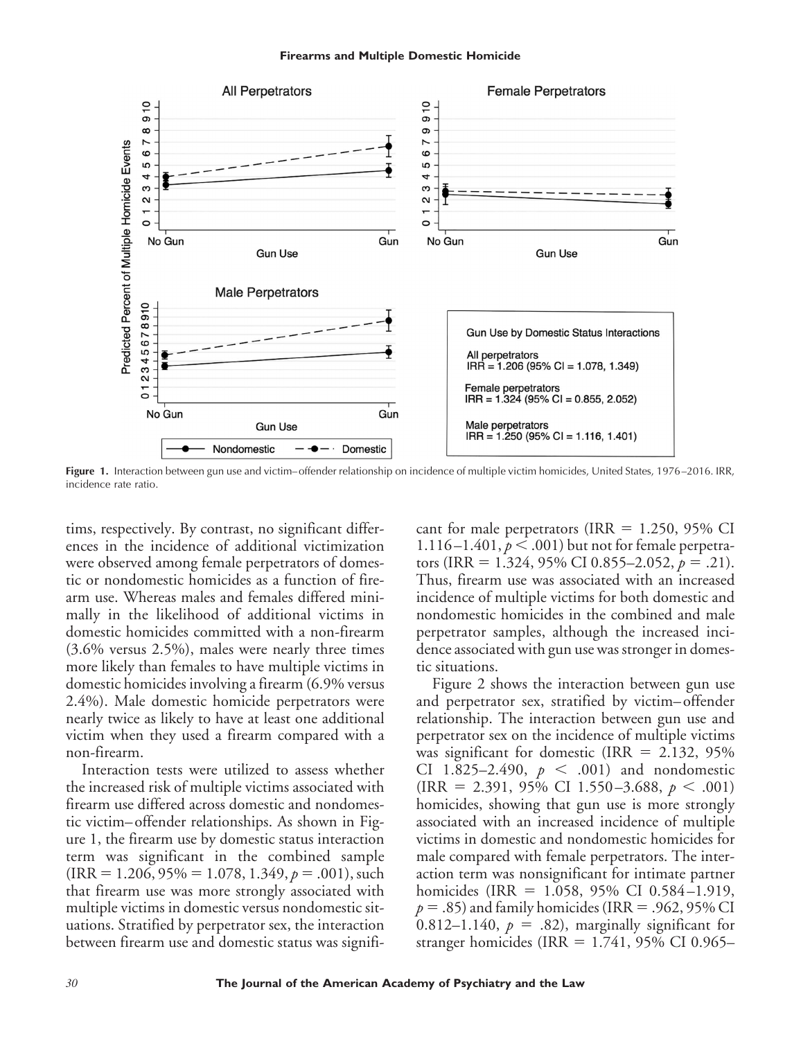**Figure 1.** Interaction between gun use and victim–offender relationship on incidence of multiple victim homicides, United States, 1976–2016. IRR, incidence rate ratio.

tims, respectively. By contrast, no significant differences in the incidence of additional victimization were observed among female perpetrators of domestic or nondomestic homicides as a function of firearm use. Whereas males and females differed minimally in the likelihood of additional victims in domestic homicides committed with a non-firearm (3.6% versus 2.5%), males were nearly three times more likely than females to have multiple victims in domestic homicides involving a firearm (6.9% versus 2.4%). Male domestic homicide perpetrators were nearly twice as likely to have at least one additional victim when they used a firearm compared with a non-firearm.

Interaction tests were utilized to assess whether the increased risk of multiple victims associated with firearm use differed across domestic and nondomestic victim–offender relationships. As shown in Figure 1, the firearm use by domestic status interaction term was significant in the combined sample (IRR = 1.206, 95% = 1.078, 1.349, $p = .001$), such that firearm use was more strongly associated with multiple victims in domestic versus nondomestic situations. Stratified by perpetrator sex, the interaction between firearm use and domestic status was significant for male perpetrators (IRR = 1.250, 95% CI 1.116–1.401, $p < .001$) but not for female perpetrators (IRR = 1.324, 95% CI 0.855–2.052, $p = .21$). Thus, firearm use was associated with an increased incidence of multiple victims for both domestic and nondomestic homicides in the combined and male perpetrator samples, although the increased incidence associated with gun use was stronger in domestic situations.

Figure 2 shows the interaction between gun use and perpetrator sex, stratified by victim–offender relationship. The interaction between gun use and perpetrator sex on the incidence of multiple victims was significant for domestic (IRR = 2.132, 95% CI 1.825–2.490, $p < .001$) and nondomestic (IRR = 2.391, 95% CI 1.550–3.688, $p < .001$) homicides, showing that gun use is more strongly associated with an increased incidence of multiple victims in domestic and nondomestic homicides for male compared with female perpetrators. The interaction term was nonsignificant for intimate partner homicides (IRR = 1.058, 95% CI 0.584–1.919, $p = .85$) and family homicides (IRR = .962, 95% CI 0.812–1.140, $p = .82$), marginally significant for stranger homicides (IRR = 1.741, 95% CI 0.965–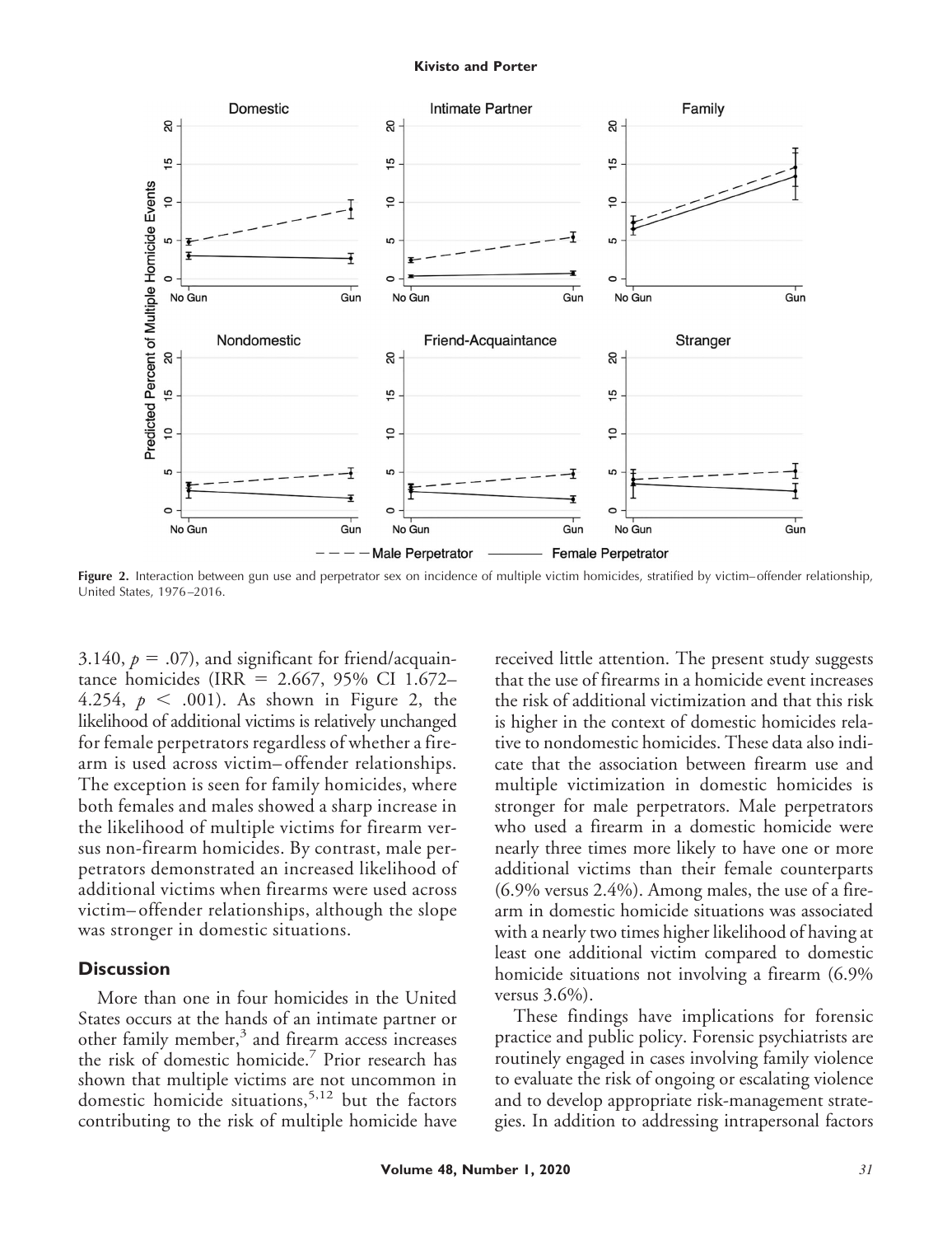Figure 2. Interaction between gun use and perpetrator sex on incidence of multiple victim homicides, stratified by victim–offender relationship, United States, 1976–2016.

3.140, $p = .07$), and significant for friend/acquaintance homicides (IRR = 2.667, 95% CI 1.672–4.254, $p < .001$). As shown in Figure 2, the likelihood of additional victims is relatively unchanged for female perpetrators regardless of whether a firearm is used across victim–offender relationships. The exception is seen for family homicides, where both females and males showed a sharp increase in the likelihood of multiple victims for firearm versus non-firearm homicides. By contrast, male perpetrators demonstrated an increased likelihood of additional victims when firearms were used across victim–offender relationships, although the slope was stronger in domestic situations.

## Discussion

More than one in four homicides in the United States occurs at the hands of an intimate partner or other family member,[3] and firearm access increases the risk of domestic homicide.[7] Prior research has shown that multiple victims are not uncommon in domestic homicide situations,[5,12] but the factors contributing to the risk of multiple homicide have received little attention. The present study suggests that the use of firearms in a homicide event increases the risk of additional victimization and that this risk is higher in the context of domestic homicides relative to nondomestic homicides. These data also indicate that the association between firearm use and multiple victimization in domestic homicides is stronger for male perpetrators. Male perpetrators who used a firearm in a domestic homicide were nearly three times more likely to have one or more additional victims than their female counterparts (6.9% versus 2.4%). Among males, the use of a firearm in domestic homicide situations was associated with a nearly two times higher likelihood of having at least one additional victim compared to domestic homicide situations not involving a firearm (6.9% versus 3.6%).

These findings have implications for forensic practice and public policy. Forensic psychiatrists are routinely engaged in cases involving family violence to evaluate the risk of ongoing or escalating violence and to develop appropriate risk-management strategies. In addition to addressing intrapersonal factors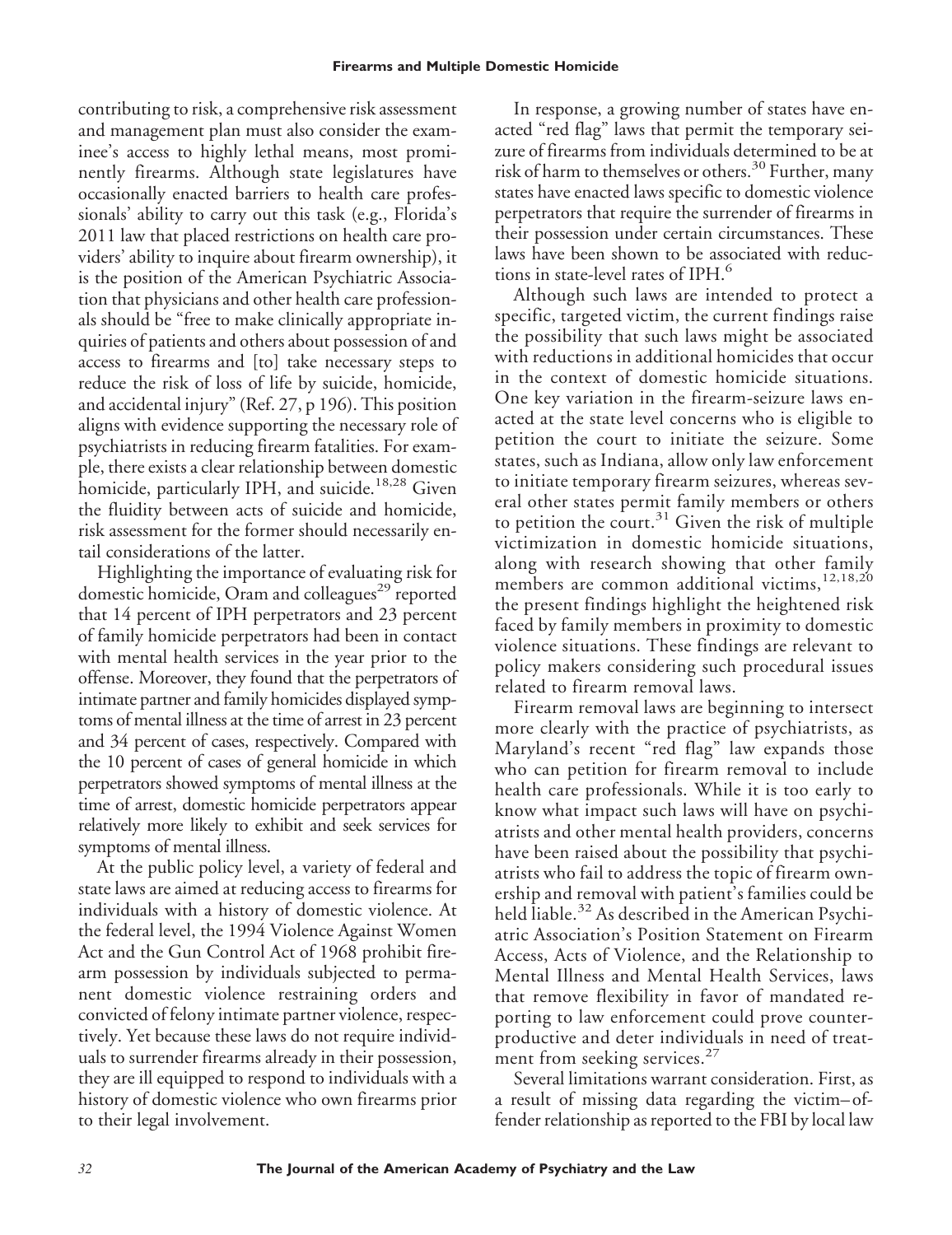contributing to risk, a comprehensive risk assessment and management plan must also consider the examinee's access to highly lethal means, most prominently firearms. Although state legislatures have occasionally enacted barriers to health care professionals' ability to carry out this task (e.g., Florida's 2011 law that placed restrictions on health care providers' ability to inquire about firearm ownership), it is the position of the American Psychiatric Association that physicians and other health care professionals should be "free to make clinically appropriate inquiries of patients and others about possession of and access to firearms and [to] take necessary steps to reduce the risk of loss of life by suicide, homicide, and accidental injury" (Ref. 27, p 196). This position aligns with evidence supporting the necessary role of psychiatrists in reducing firearm fatalities. For example, there exists a clear relationship between domestic homicide, particularly IPH, and suicide.[18,28] Given the fluidity between acts of suicide and homicide, risk assessment for the former should necessarily entail considerations of the latter.

Highlighting the importance of evaluating risk for domestic homicide, Oram and colleagues[29] reported that 14 percent of IPH perpetrators and 23 percent of family homicide perpetrators had been in contact with mental health services in the year prior to the offense. Moreover, they found that the perpetrators of intimate partner and family homicides displayed symptoms of mental illness at the time of arrest in 23 percent and 34 percent of cases, respectively. Compared with the 10 percent of cases of general homicide in which perpetrators showed symptoms of mental illness at the time of arrest, domestic homicide perpetrators appear relatively more likely to exhibit and seek services for symptoms of mental illness.

At the public policy level, a variety of federal and state laws are aimed at reducing access to firearms for individuals with a history of domestic violence. At the federal level, the 1994 Violence Against Women Act and the Gun Control Act of 1968 prohibit firearm possession by individuals subjected to permanent domestic violence restraining orders and convicted of felony intimate partner violence, respectively. Yet because these laws do not require individuals to surrender firearms already in their possession, they are ill equipped to respond to individuals with a history of domestic violence who own firearms prior to their legal involvement.

In response, a growing number of states have enacted "red flag" laws that permit the temporary seizure of firearms from individuals determined to be at risk of harm to themselves or others.[30] Further, many states have enacted laws specific to domestic violence perpetrators that require the surrender of firearms in their possession under certain circumstances. These laws have been shown to be associated with reductions in state-level rates of IPH.[6]

Although such laws are intended to protect a specific, targeted victim, the current findings raise the possibility that such laws might be associated with reductions in additional homicides that occur in the context of domestic homicide situations. One key variation in the firearm-seizure laws enacted at the state level concerns who is eligible to petition the court to initiate the seizure. Some states, such as Indiana, allow only law enforcement to initiate temporary firearm seizures, whereas several other states permit family members or others to petition the court.[31] Given the risk of multiple victimization in domestic homicide situations, along with research showing that other family members are common additional victims,[12,18,20] the present findings highlight the heightened risk faced by family members in proximity to domestic violence situations. These findings are relevant to policy makers considering such procedural issues related to firearm removal laws.

Firearm removal laws are beginning to intersect more clearly with the practice of psychiatrists, as Maryland's recent "red flag" law expands those who can petition for firearm removal to include health care professionals. While it is too early to know what impact such laws will have on psychiatrists and other mental health providers, concerns have been raised about the possibility that psychiatrists who fail to address the topic of firearm ownership and removal with patient's families could be held liable.[32] As described in the American Psychiatric Association's Position Statement on Firearm Access, Acts of Violence, and the Relationship to Mental Illness and Mental Health Services, laws that remove flexibility in favor of mandated reporting to law enforcement could prove counterproductive and deter individuals in need of treatment from seeking services.[27]

Several limitations warrant consideration. First, as a result of missing data regarding the victim–offender relationship as reported to the FBI by local law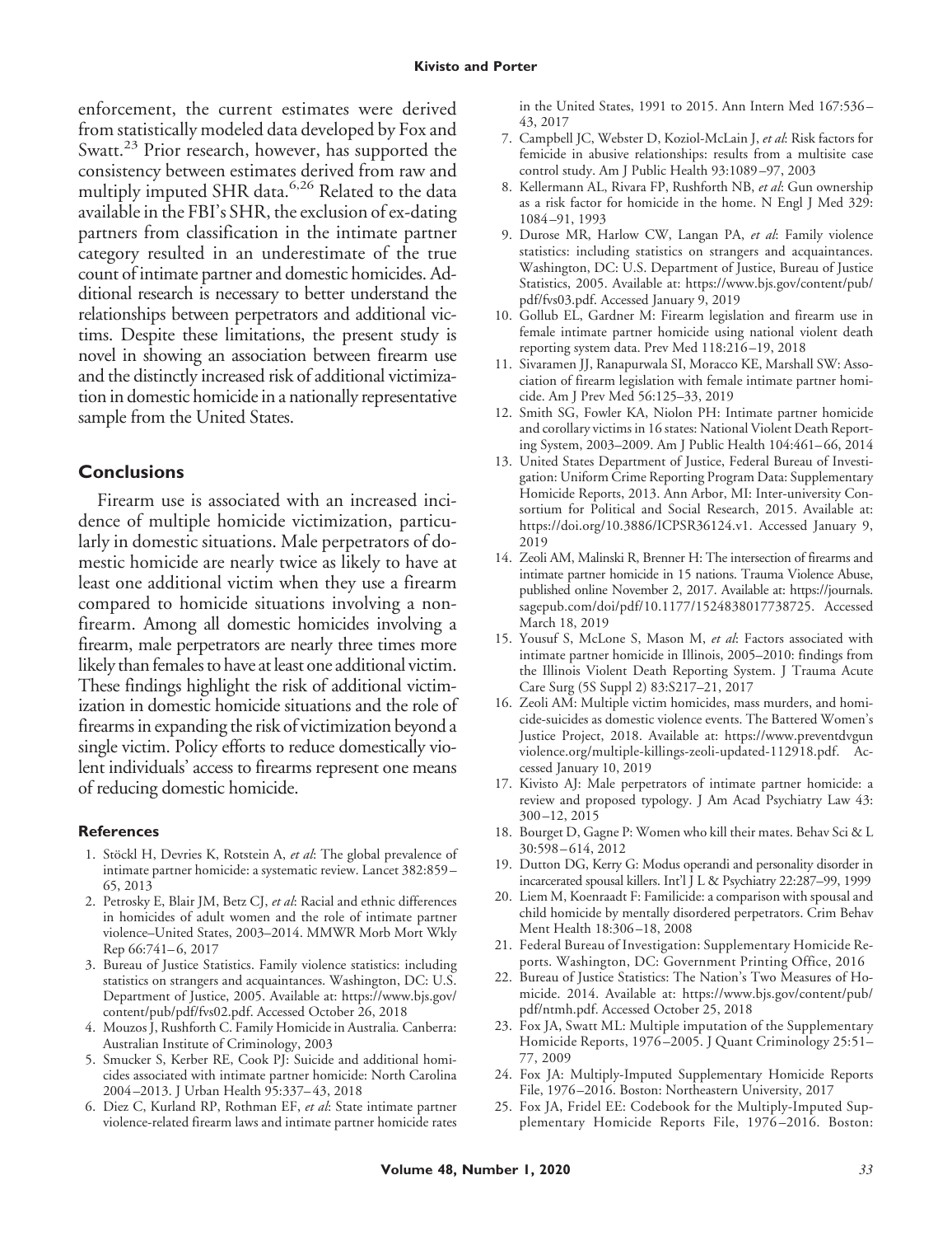enforcement, the current estimates were derived from statistically modeled data developed by Fox and Swatt.[23] Prior research, however, has supported the consistency between estimates derived from raw and multiply imputed SHR data.[6,26] Related to the data available in the FBI's SHR, the exclusion of ex-dating partners from classification in the intimate partner category resulted in an underestimate of the true count of intimate partner and domestic homicides. Additional research is necessary to better understand the relationships between perpetrators and additional victims. Despite these limitations, the present study is novel in showing an association between firearm use and the distinctly increased risk of additional victimization in domestic homicide in a nationally representative sample from the United States.

## Conclusions

Firearm use is associated with an increased incidence of multiple homicide victimization, particularly in domestic situations. Male perpetrators of domestic homicide are nearly twice as likely to have at least one additional victim when they use a firearm compared to homicide situations involving a nonfirearm. Among all domestic homicides involving a firearm, male perpetrators are nearly three times more likely than females to have at least one additional victim. These findings highlight the risk of additional victimization in domestic homicide situations and the role of firearms in expanding the risk of victimization beyond a single victim. Policy efforts to reduce domestically violent individuals' access to firearms represent one means of reducing domestic homicide.

### References

1. Stöckl H, Devries K, Rotstein A, *et al*: The global prevalence of intimate partner homicide: a systematic review. Lancet 382:859–65, 2013
2. Petrosky E, Blair JM, Betz CJ, *et al*: Racial and ethnic differences in homicides of adult women and the role of intimate partner violence–United States, 2003–2014. MMWR Morb Mort Wkly Rep 66:741–6, 2017
3. Bureau of Justice Statistics. Family violence statistics: including statistics on strangers and acquaintances. Washington, DC: U.S. Department of Justice, 2005. Available at: https://www.bjs.gov/content/pub/pdf/fvs02.pdf. Accessed October 26, 2018
4. Mouzos J, Rushforth C. Family Homicide in Australia. Canberra: Australian Institute of Criminology, 2003
5. Smucker S, Kerber RE, Cook PJ: Suicide and additional homicides associated with intimate partner homicide: North Carolina 2004–2013. J Urban Health 95:337–43, 2018
6. Diez C, Kurland RP, Rothman EF, *et al*: State intimate partner violence-related firearm laws and intimate partner homicide rates in the United States, 1991 to 2015. Ann Intern Med 167:536–43, 2017
7. Campbell JC, Webster D, Koziol-McLain J, *et al*: Risk factors for femicide in abusive relationships: results from a multisite case control study. Am J Public Health 93:1089–97, 2003
8. Kellermann AL, Rivara FP, Rushforth NB, *et al*: Gun ownership as a risk factor for homicide in the home. N Engl J Med 329:1084–91, 1993
9. Durose MR, Harlow CW, Langan PA, *et al*: Family violence statistics: including statistics on strangers and acquaintances. Washington, DC: U.S. Department of Justice, Bureau of Justice Statistics, 2005. Available at: https://www.bjs.gov/content/pub/pdf/fvs03.pdf. Accessed January 9, 2019
10. Gollub EL, Gardner M: Firearm legislation and firearm use in female intimate partner homicide using national violent death reporting system data. Prev Med 118:216–19, 2018
11. Sivaramen JJ, Ranapurwala SI, Moracco KE, Marshall SW: Association of firearm legislation with female intimate partner homicide. Am J Prev Med 56:125–33, 2019
12. Smith SG, Fowler KA, Niolon PH: Intimate partner homicide and corollary victims in 16 states: National Violent Death Reporting System, 2003–2009. Am J Public Health 104:461–66, 2014
13. United States Department of Justice, Federal Bureau of Investigation: Uniform Crime Reporting Program Data: Supplementary Homicide Reports, 2013. Ann Arbor, MI: Inter-university Consortium for Political and Social Research, 2015. Available at: https://doi.org/10.3886/ICPSR36124.v1. Accessed January 9, 2019
14. Zeoli AM, Malinski R, Brenner H: The intersection of firearms and intimate partner homicide in 15 nations. Trauma Violence Abuse, published online November 2, 2017. Available at: https://journals.sagepub.com/doi/pdf/10.1177/1524838017738725. Accessed March 18, 2019
15. Yousuf S, McLone S, Mason M, *et al*: Factors associated with intimate partner homicide in Illinois, 2005–2010: findings from the Illinois Violent Death Reporting System. J Trauma Acute Care Surg (5S Suppl 2) 83:S217–21, 2017
16. Zeoli AM: Multiple victim homicides, mass murders, and homicide-suicides as domestic violence events. The Battered Women's Justice Project, 2018. Available at: https://www.preventdvgunviolence.org/multiple-killings-zeoli-updated-112918.pdf. Accessed January 10, 2019
17. Kivisto AJ: Male perpetrators of intimate partner homicide: a review and proposed typology. J Am Acad Psychiatry Law 43:300–12, 2015
18. Bourget D, Gagne P: Women who kill their mates. Behav Sci & L 30:598–614, 2012
19. Dutton DG, Kerry G: Modus operandi and personality disorder in incarcerated spousal killers. Int'l J L & Psychiatry 22:287–99, 1999
20. Liem M, Koenraadt F: Familicide: a comparison with spousal and child homicide by mentally disordered perpetrators. Crim Behav Ment Health 18:306–18, 2008
21. Federal Bureau of Investigation: Supplementary Homicide Reports. Washington, DC: Government Printing Office, 2016
22. Bureau of Justice Statistics: The Nation's Two Measures of Homicide. 2014. Available at: https://www.bjs.gov/content/pub/pdf/ntmh.pdf. Accessed October 25, 2018
23. Fox JA, Swatt ML: Multiple imputation of the Supplementary Homicide Reports, 1976–2005. J Quant Criminology 25:51–77, 2009
24. Fox JA: Multiply-Imputed Supplementary Homicide Reports File, 1976–2016. Boston: Northeastern University, 2017
25. Fox JA, Fridel EE: Codebook for the Multiply-Imputed Supplementary Homicide Reports File, 1976–2016. Boston: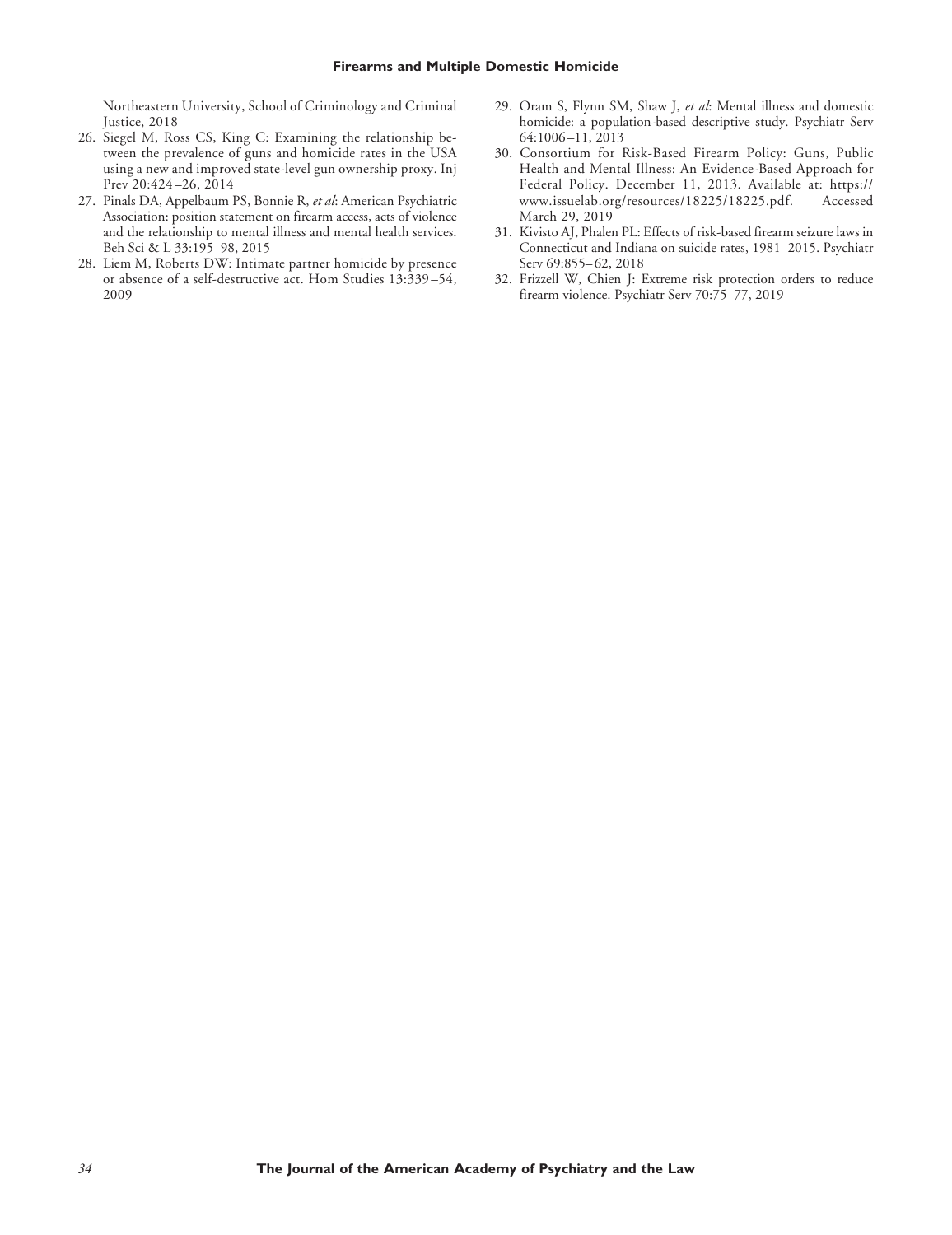Northeastern University, School of Criminology and Criminal Justice, 2018

26. Siegel M, Ross CS, King C: Examining the relationship between the prevalence of guns and homicide rates in the USA using a new and improved state-level gun ownership proxy. Inj Prev 20:424–26, 2014
27. Pinals DA, Appelbaum PS, Bonnie R, *et al*: American Psychiatric Association: position statement on firearm access, acts of violence and the relationship to mental illness and mental health services. Beh Sci & L 33:195–98, 2015
28. Liem M, Roberts DW: Intimate partner homicide by presence or absence of a self-destructive act. Hom Studies 13:339–54, 2009
29. Oram S, Flynn SM, Shaw J, *et al*: Mental illness and domestic homicide: a population-based descriptive study. Psychiatr Serv 64:1006–11, 2013
30. Consortium for Risk-Based Firearm Policy: Guns, Public Health and Mental Illness: An Evidence-Based Approach for Federal Policy. December 11, 2013. Available at: https://www.issuelab.org/resources/18225/18225.pdf. Accessed March 29, 2019
31. Kivisto AJ, Phalen PL: Effects of risk-based firearm seizure laws in Connecticut and Indiana on suicide rates, 1981–2015. Psychiatr Serv 69:855–62, 2018
32. Frizzell W, Chien J: Extreme risk protection orders to reduce firearm violence. Psychiatr Serv 70:75–77, 2019